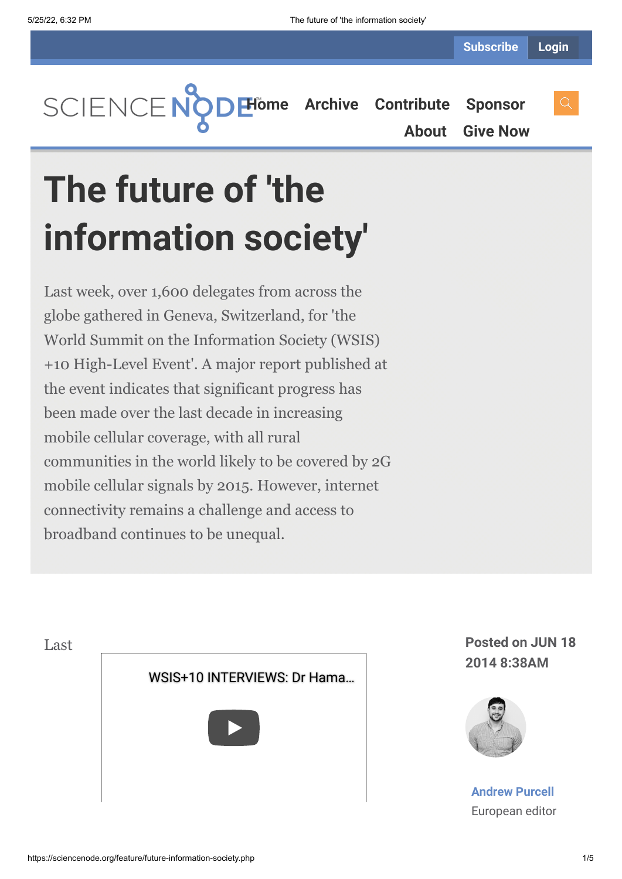# The future of 'the information society'

Last week, over 1,600 delegates from across the globe gathered in Geneva, Switzerland, for 'the World Summit on the Information Society (WSIS) +10 High-Level Event'. A major report published at the event indicates that significant progress has been made over the last decade in increasing mobile cellular coverage, with all rural communities in the world likely to be covered by 2G mobile cellular signals by 2015. However, internet connectivity remains a challenge and access to broadband continues to be unequal.

Last

WSIS+10 INTERVIEWS: Dr Hama...

**Posted on JUN 18 2014 8:38AM**

**Andrew Purcell**

European editor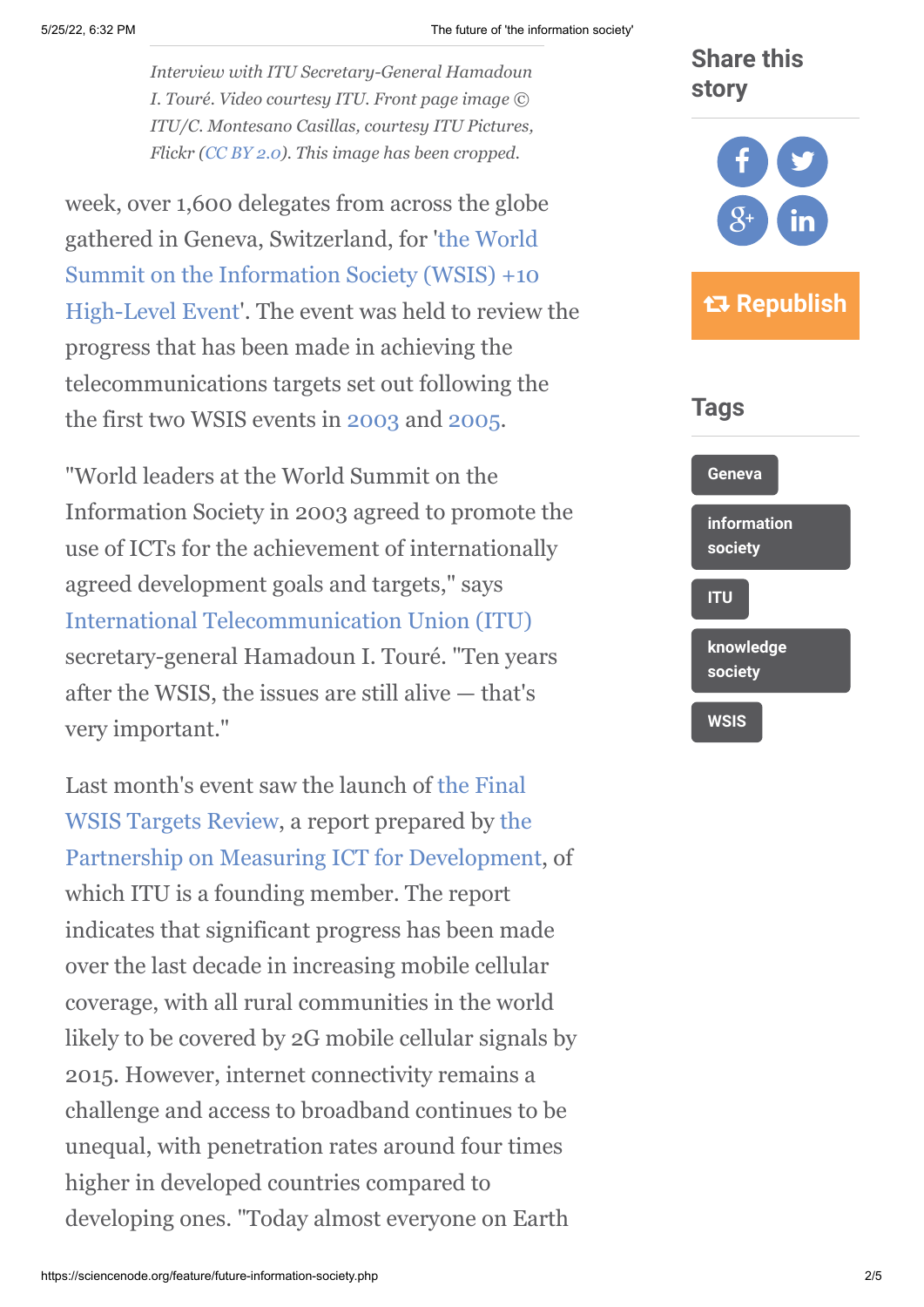*Interview with ITU Secretary-General Hamadoun I. Touré. Video courtesy ITU. Front page image © ITU/C. Montesano Casillas, courtesy ITU Pictures, Flickr (CC BY 2.0). This image has been cropped.*

week, over 1,600 delegates from across the globe gathered in Geneva, Switzerland, for 'the World Summit on the Information Society (WSIS) +10 High-Level Event'. The event was held to review the progress that has been made in achieving the telecommunications targets set out following the the first two WSIS events in 2003 and 2005.

"World leaders at the World Summit on the Information Society in 2003 agreed to promote the use of ICTs for the achievement of internationally agreed development goals and targets," says International Telecommunication Union (ITU) secretary-general Hamadoun I. Touré. "Ten years after the WSIS, the issues are still alive — that's very important."

Last month's event saw the launch of the Final WSIS Targets Review, a report prepared by the Partnership on Measuring ICT for Development, of which ITU is a founding member. The report indicates that significant progress has been made over the last decade in increasing mobile cellular coverage, with all rural communities in the world likely to be covered by 2G mobile cellular signals by 2015. However, internet connectivity remains a challenge and access to broadband continues to be unequal, with penetration rates around four times higher in developed countries compared to developing ones. "Today almost everyone on Earth

## Share this story

Republish

## Tags

- Geneva
- information society
- ITU
- knowledge society
- WSIS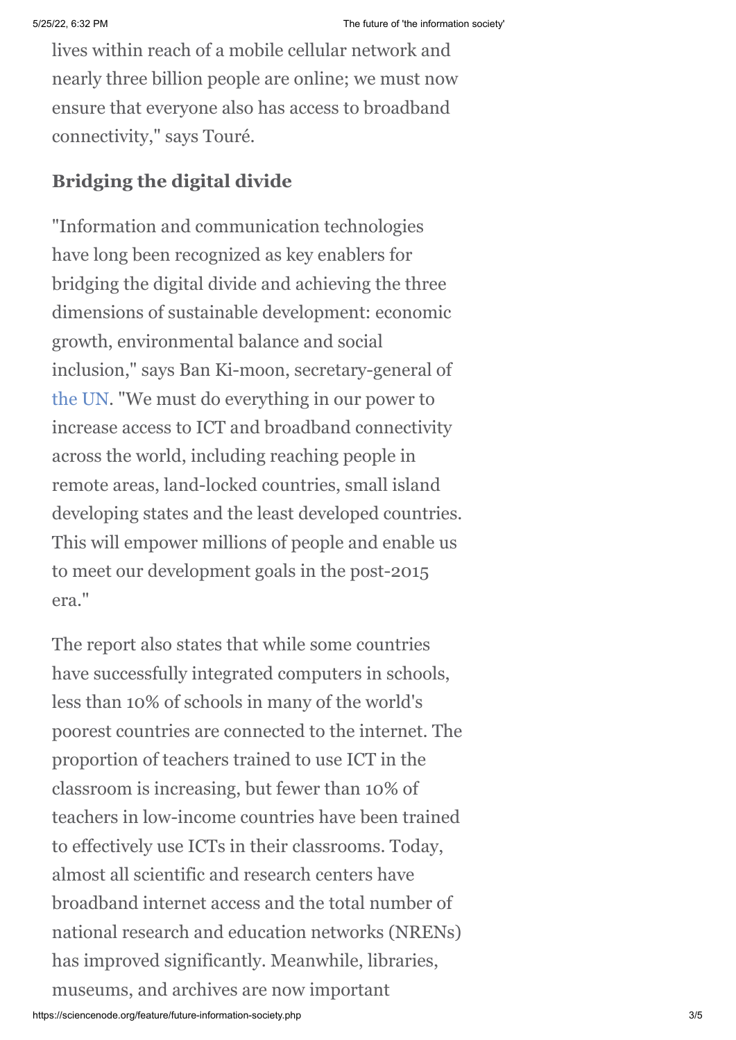lives within reach of a mobile cellular network and nearly three billion people are online; we must now ensure that everyone also has access to broadband connectivity," says Touré.

## Bridging the digital divide

"Information and communication technologies have long been recognized as key enablers for bridging the digital divide and achieving the three dimensions of sustainable development: economic growth, environmental balance and social inclusion," says Ban Ki-moon, secretary-general of the UN. "We must do everything in our power to increase access to ICT and broadband connectivity across the world, including reaching people in remote areas, land-locked countries, small island developing states and the least developed countries. This will empower millions of people and enable us to meet our development goals in the post-2015 era."

The report also states that while some countries have successfully integrated computers in schools, less than 10% of schools in many of the world's poorest countries are connected to the internet. The proportion of teachers trained to use ICT in the classroom is increasing, but fewer than 10% of teachers in low-income countries have been trained to effectively use ICTs in their classrooms. Today, almost all scientific and research centers have broadband internet access and the total number of national research and education networks (NRENs) has improved significantly. Meanwhile, libraries, museums, and archives are now important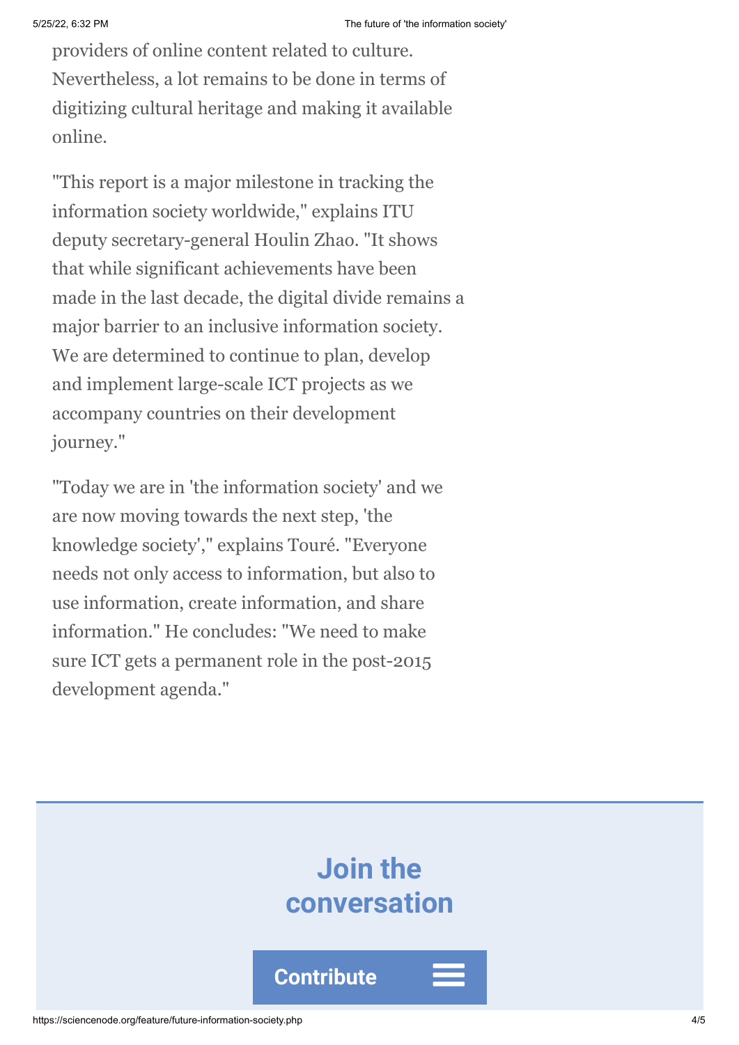providers of online content related to culture. Nevertheless, a lot remains to be done in terms of digitizing cultural heritage and making it available online.

"This report is a major milestone in tracking the information society worldwide," explains ITU deputy secretary-general Houlin Zhao. "It shows that while significant achievements have been made in the last decade, the digital divide remains a major barrier to an inclusive information society. We are determined to continue to plan, develop and implement large-scale ICT projects as we accompany countries on their development journey."

"Today we are in 'the information society' and we are now moving towards the next step, 'the knowledge society'," explains Touré. "Everyone needs not only access to information, but also to use information, create information, and share information." He concludes: "We need to make sure ICT gets a permanent role in the post-2015 development agenda."

## Join the conversation

Contribute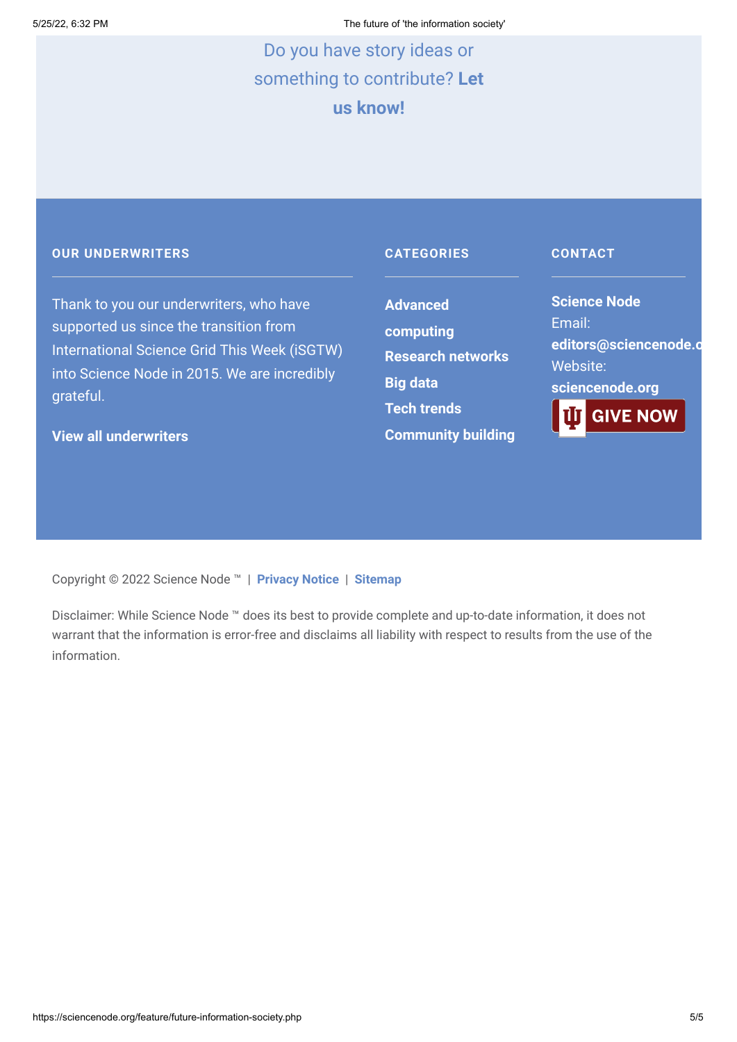Do you have story ideas or something to contribute? **Let us know!**

### OUR UNDERWRITERS

Thank to you our underwriters, who have supported us since the transition from International Science Grid This Week (iSGTW) into Science Node in 2015. We are incredibly grateful.

**View all underwriters**

### CATEGORIES

**Advanced computing**

**Research networks**

**Big data**

**Tech trends**

**Community building**

### CONTACT

**Science Node**

Email:

**editors@sciencenode.o**

Website:

**sciencenode.org**

**GIVE NOW**

Copyright © 2022 Science Node ™ | **Privacy Notice** | **Sitemap**

Disclaimer: While Science Node ™ does its best to provide complete and up-to-date information, it does not warrant that the information is error-free and disclaims all liability with respect to results from the use of the information.